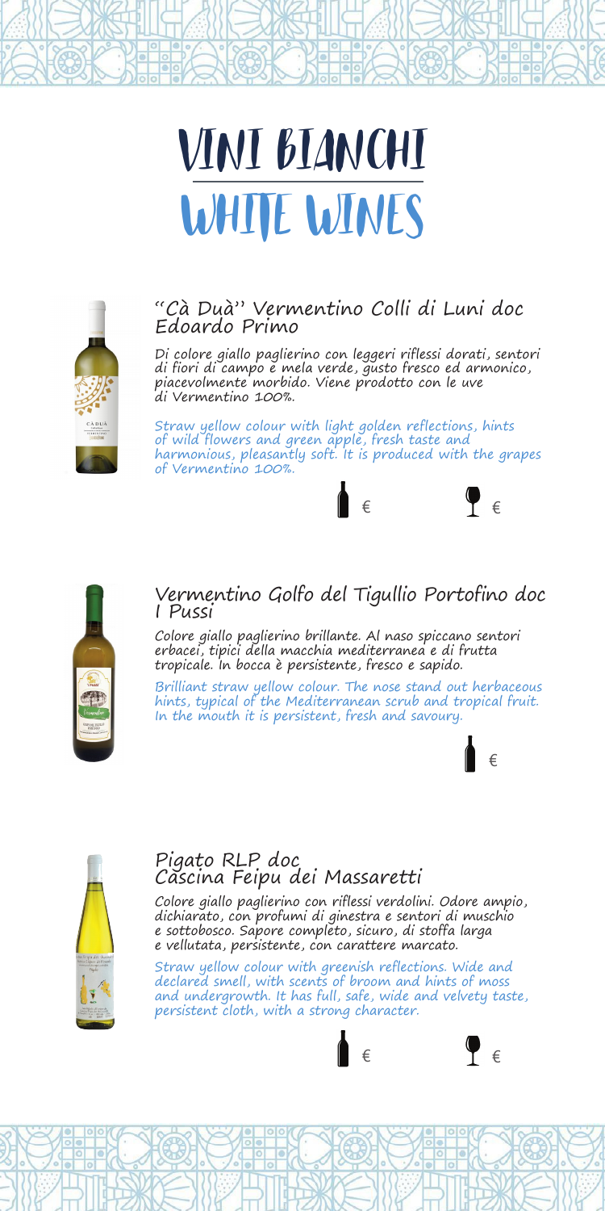# VINI BIANCHI
# WHITE WINES

## "Cà Duà" Vermentino Colli di Luni doc
## Edoardo Primo

Di colore giallo paglierino con leggeri riflessi dorati, sentori di fiori di campo e mela verde, gusto fresco ed armonico, piacevolmente morbido. Viene prodotto con le uve di Vermentino 100%.

Straw yellow colour with light golden reflections, hints of wild flowers and green apple, fresh taste and harmonious, pleasantly soft. It is produced with the grapes of Vermentino 100%.

€ €

## Vermentino Golfo del Tigullio Portofino doc
## I Pussi

Colore giallo paglierino brillante. Al naso spiccano sentori erbacei, tipici della macchia mediterranea e di frutta tropicale. In bocca è persistente, fresco e sapido.

Brilliant straw yellow colour. The nose stand out herbaceous hints, typical of the Mediterranean scrub and tropical fruit. In the mouth it is persistent, fresh and savoury.

€

## Pigato RLP doc
## Cascina Feipu dei Massaretti

Colore giallo paglierino con riflessi verdolini. Odore ampio, dichiarato, con profumi di ginestra e sentori di muschio e sottobosco. Sapore completo, sicuro, di stoffa larga e vellutata, persistente, con carattere marcato.

Straw yellow colour with greenish reflections. Wide and declared smell, with scents of broom and hints of moss and undergrowth. It has full, safe, wide and velvety taste, persistent cloth, with a strong character.

€ €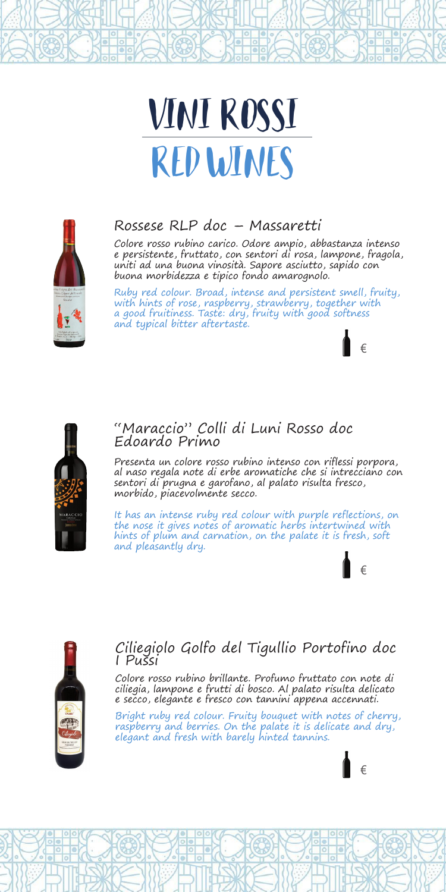# VINI ROSSI
# RED WINES

## Rossese RLP doc – Massaretti

Colore rosso rubino carico. Odore ampio, abbastanza intenso e persistente, fruttato, con sentori di rosa, lampone, fragola, uniti ad una buona vinosità. Sapore asciutto, sapido con buona morbidezza e tipico fondo amarognolo.

Ruby red colour. Broad, intense and persistent smell, fruity, with hints of rose, raspberry, strawberry, together with a good fruitiness. Taste: dry, fruity with good softness and typical bitter aftertaste.

€

## "Maraccio" Colli di Luni Rosso doc Edoardo Primo

Presenta un colore rosso rubino intenso con riflessi porpora, al naso regala note di erbe aromatiche che si intrecciano con sentori di prugna e garofano, al palato risulta fresco, morbido, piacevolmente secco.

It has an intense ruby red colour with purple reflections, on the nose it gives notes of aromatic herbs intertwined with hints of plum and carnation, on the palate it is fresh, soft and pleasantly dry.

€

## Ciliegiolo Golfo del Tigullio Portofino doc I Pussi

Colore rosso rubino brillante. Profumo fruttato con note di ciliegia, lampone e frutti di bosco. Al palato risulta delicato e secco, elegante e fresco con tannini appena accennati.

Bright ruby red colour. Fruity bouquet with notes of cherry, raspberry and berries. On the palate it is delicate and dry, elegant and fresh with barely hinted tannins.

€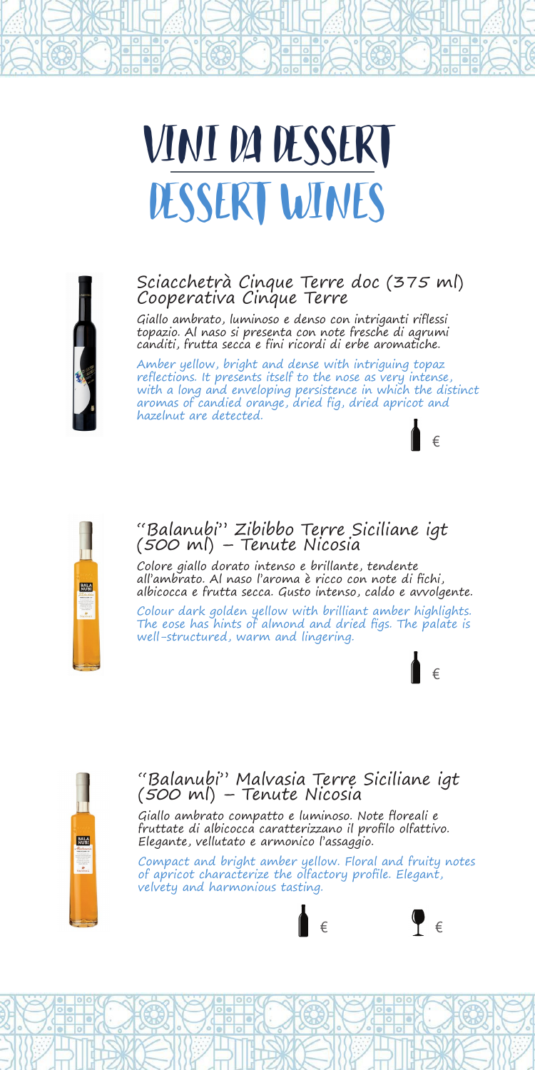# VINI DA DESSERT
# DESSERT WINES

## Sciacchetrà Cinque Terre doc (375 ml) Cooperativa Cinque Terre

Giallo ambrato, luminoso e denso con intriganti riflessi topazio. Al naso si presenta con note fresche di agrumi canditi, frutta secca e fini ricordi di erbe aromatiche.

Amber yellow, bright and dense with intriguing topaz reflections. It presents itself to the nose as very intense, with a long and enveloping persistence in which the distinct aromas of candied orange, dried fig, dried apricot and hazelnut are detected.

€

## "Balanubi" Zibibbo Terre Siciliane igt (500 ml) – Tenute Nicosia

Colore giallo dorato intenso e brillante, tendente all'ambrato. Al naso l'aroma è ricco con note di fichi, albicocca e frutta secca. Gusto intenso, caldo e avvolgente.

Colour dark golden yellow with brilliant amber highlights. The eose has hints of almond and dried figs. The palate is well-structured, warm and lingering.

€

## "Balanubi" Malvasia Terre Siciliane igt (500 ml) – Tenute Nicosia

Giallo ambrato compatto e luminoso. Note floreali e fruttate di albicocca caratterizzano il profilo olfattivo. Elegante, vellutato e armonico l'assaggio.

Compact and bright amber yellow. Floral and fruity notes of apricot characterize the olfactory profile. Elegant, velvety and harmonious tasting.

€ €